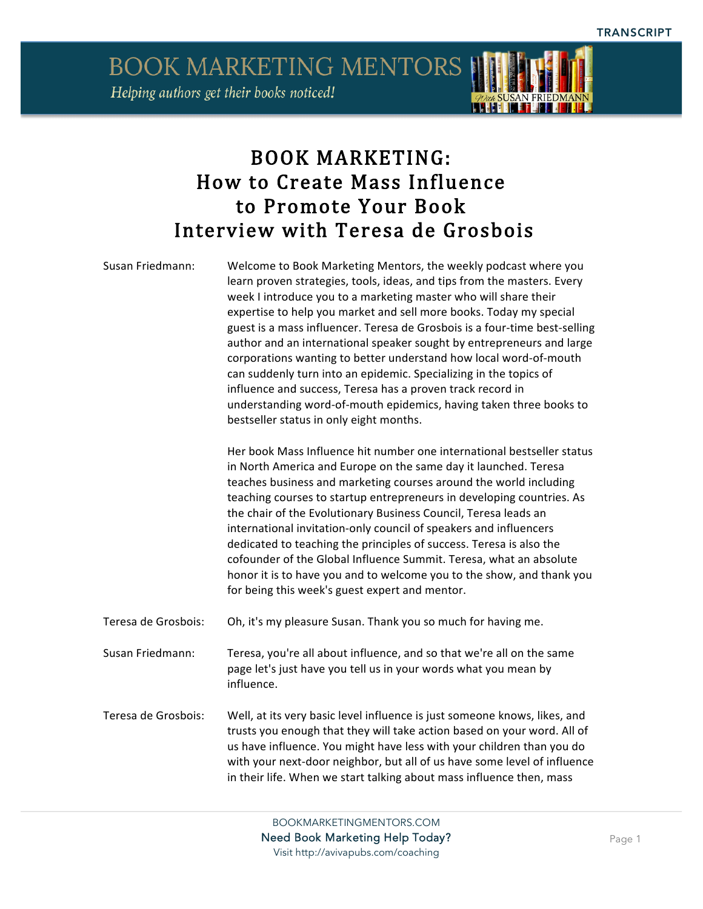# BOOK MARKETING: How to Create Mass Influence to Promote Your Book Interview with Teresa de Grosbois

**Susan Friedmann:** Welcome to Book Marketing Mentors, the weekly podcast where you learn proven strategies, tools, ideas, and tips from the masters. Every week I introduce you to a marketing master who will share their expertise to help you market and sell more books. Today my special guest is a mass influencer. Teresa de Grosbois is a four-time best-selling author and an international speaker sought by entrepreneurs and large corporations wanting to better understand how local word-of-mouth can suddenly turn into an epidemic. Specializing in the topics of influence and success, Teresa has a proven track record in understanding word-of-mouth epidemics, having taken three books to bestseller status in only eight months.

Her book Mass Influence hit number one international bestseller status in North America and Europe on the same day it launched. Teresa teaches business and marketing courses around the world including teaching courses to startup entrepreneurs in developing countries. As the chair of the Evolutionary Business Council, Teresa leads an international invitation-only council of speakers and influencers dedicated to teaching the principles of success. Teresa is also the cofounder of the Global Influence Summit. Teresa, what an absolute honor it is to have you and to welcome you to the show, and thank you for being this week's guest expert and mentor.

**Teresa de Grosbois:** Oh, it's my pleasure Susan. Thank you so much for having me.

**Susan Friedmann:** Teresa, you're all about influence, and so that we're all on the same page let's just have you tell us in your words what you mean by influence.

**Teresa de Grosbois:** Well, at its very basic level influence is just someone knows, likes, and trusts you enough that they will take action based on your word. All of us have influence. You might have less with your children than you do with your next-door neighbor, but all of us have some level of influence in their life. When we start talking about mass influence then, mass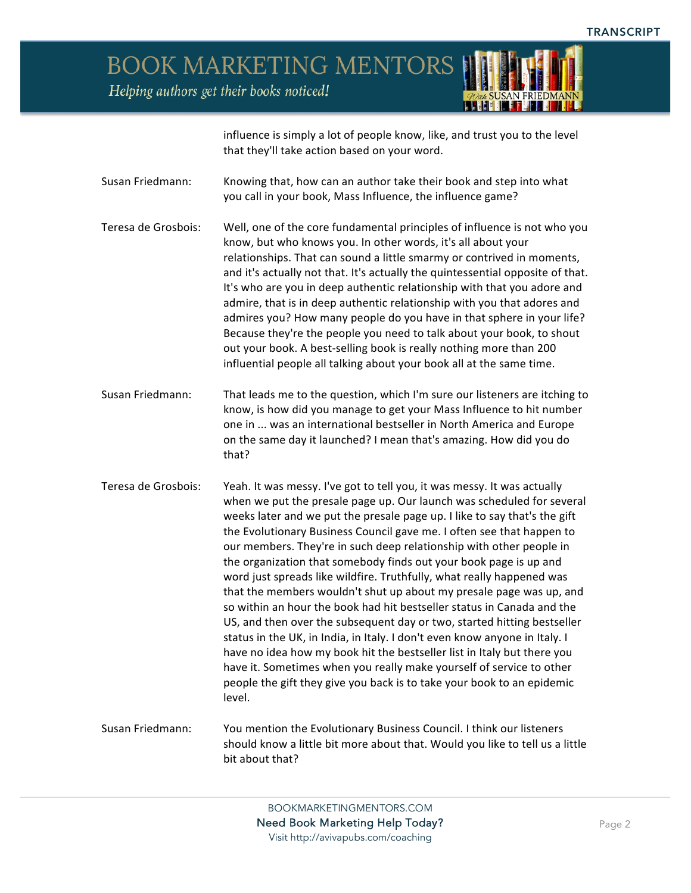influence is simply a lot of people know, like, and trust you to the level that they'll take action based on your word.

**Susan Friedmann:** Knowing that, how can an author take their book and step into what you call in your book, Mass Influence, the influence game?

**Teresa de Grosbois:** Well, one of the core fundamental principles of influence is not who you know, but who knows you. In other words, it's all about your relationships. That can sound a little smarmy or contrived in moments, and it's actually not that. It's actually the quintessential opposite of that. It's who are you in deep authentic relationship with that you adore and admire, that is in deep authentic relationship with you that adores and admires you? How many people do you have in that sphere in your life? Because they're the people you need to talk about your book, to shout out your book. A best-selling book is really nothing more than 200 influential people all talking about your book all at the same time.

**Susan Friedmann:** That leads me to the question, which I'm sure our listeners are itching to know, is how did you manage to get your Mass Influence to hit number one in ... was an international bestseller in North America and Europe on the same day it launched? I mean that's amazing. How did you do that?

**Teresa de Grosbois:** Yeah. It was messy. I've got to tell you, it was messy. It was actually when we put the presale page up. Our launch was scheduled for several weeks later and we put the presale page up. I like to say that's the gift the Evolutionary Business Council gave me. I often see that happen to our members. They're in such deep relationship with other people in the organization that somebody finds out your book page is up and word just spreads like wildfire. Truthfully, what really happened was that the members wouldn't shut up about my presale page was up, and so within an hour the book had hit bestseller status in Canada and the US, and then over the subsequent day or two, started hitting bestseller status in the UK, in India, in Italy. I don't even know anyone in Italy. I have no idea how my book hit the bestseller list in Italy but there you have it. Sometimes when you really make yourself of service to other people the gift they give you back is to take your book to an epidemic level.

**Susan Friedmann:** You mention the Evolutionary Business Council. I think our listeners should know a little bit more about that. Would you like to tell us a little bit about that?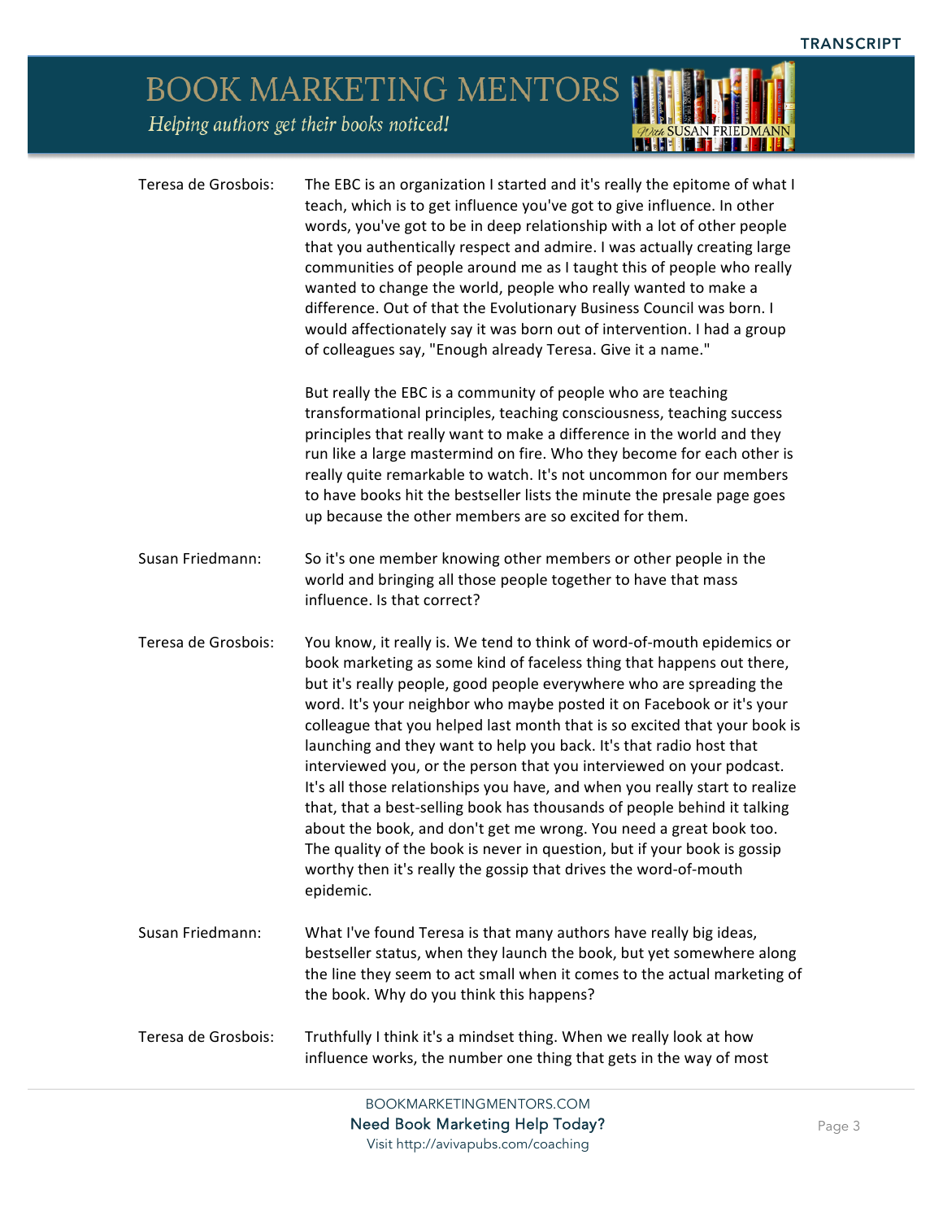**Teresa de Grosbois:** The EBC is an organization I started and it's really the epitome of what I teach, which is to get influence you've got to give influence. In other words, you've got to be in deep relationship with a lot of other people that you authentically respect and admire. I was actually creating large communities of people around me as I taught this of people who really wanted to change the world, people who really wanted to make a difference. Out of that the Evolutionary Business Council was born. I would affectionately say it was born out of intervention. I had a group of colleagues say, "Enough already Teresa. Give it a name."

But really the EBC is a community of people who are teaching transformational principles, teaching consciousness, teaching success principles that really want to make a difference in the world and they run like a large mastermind on fire. Who they become for each other is really quite remarkable to watch. It's not uncommon for our members to have books hit the bestseller lists the minute the presale page goes up because the other members are so excited for them.

**Susan Friedmann:** So it's one member knowing other members or other people in the world and bringing all those people together to have that mass influence. Is that correct?

**Teresa de Grosbois:** You know, it really is. We tend to think of word-of-mouth epidemics or book marketing as some kind of faceless thing that happens out there, but it's really people, good people everywhere who are spreading the word. It's your neighbor who maybe posted it on Facebook or it's your colleague that you helped last month that is so excited that your book is launching and they want to help you back. It's that radio host that interviewed you, or the person that you interviewed on your podcast. It's all those relationships you have, and when you really start to realize that, that a best-selling book has thousands of people behind it talking about the book, and don't get me wrong. You need a great book too. The quality of the book is never in question, but if your book is gossip worthy then it's really the gossip that drives the word-of-mouth epidemic.

**Susan Friedmann:** What I've found Teresa is that many authors have really big ideas, bestseller status, when they launch the book, but yet somewhere along the line they seem to act small when it comes to the actual marketing of the book. Why do you think this happens?

**Teresa de Grosbois:** Truthfully I think it's a mindset thing. When we really look at how influence works, the number one thing that gets in the way of most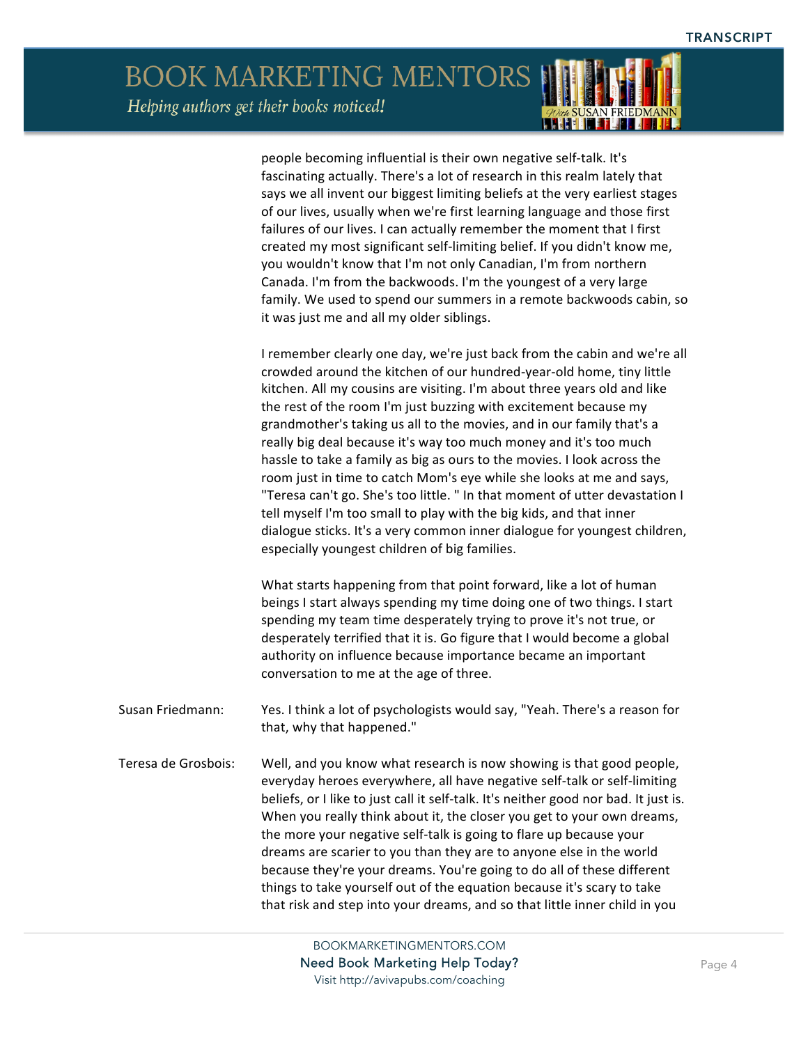people becoming influential is their own negative self-talk. It's fascinating actually. There's a lot of research in this realm lately that says we all invent our biggest limiting beliefs at the very earliest stages of our lives, usually when we're first learning language and those first failures of our lives. I can actually remember the moment that I first created my most significant self-limiting belief. If you didn't know me, you wouldn't know that I'm not only Canadian, I'm from northern Canada. I'm from the backwoods. I'm the youngest of a very large family. We used to spend our summers in a remote backwoods cabin, so it was just me and all my older siblings.

I remember clearly one day, we're just back from the cabin and we're all crowded around the kitchen of our hundred-year-old home, tiny little kitchen. All my cousins are visiting. I'm about three years old and like the rest of the room I'm just buzzing with excitement because my grandmother's taking us all to the movies, and in our family that's a really big deal because it's way too much money and it's too much hassle to take a family as big as ours to the movies. I look across the room just in time to catch Mom's eye while she looks at me and says, "Teresa can't go. She's too little. " In that moment of utter devastation I tell myself I'm too small to play with the big kids, and that inner dialogue sticks. It's a very common inner dialogue for youngest children, especially youngest children of big families.

What starts happening from that point forward, like a lot of human beings I start always spending my time doing one of two things. I start spending my team time desperately trying to prove it's not true, or desperately terrified that it is. Go figure that I would become a global authority on influence because importance became an important conversation to me at the age of three.

Susan Friedmann: Yes. I think a lot of psychologists would say, "Yeah. There's a reason for that, why that happened."

Teresa de Grosbois: Well, and you know what research is now showing is that good people, everyday heroes everywhere, all have negative self-talk or self-limiting beliefs, or I like to just call it self-talk. It's neither good nor bad. It just is. When you really think about it, the closer you get to your own dreams, the more your negative self-talk is going to flare up because your dreams are scarier to you than they are to anyone else in the world because they're your dreams. You're going to do all of these different things to take yourself out of the equation because it's scary to take that risk and step into your dreams, and so that little inner child in you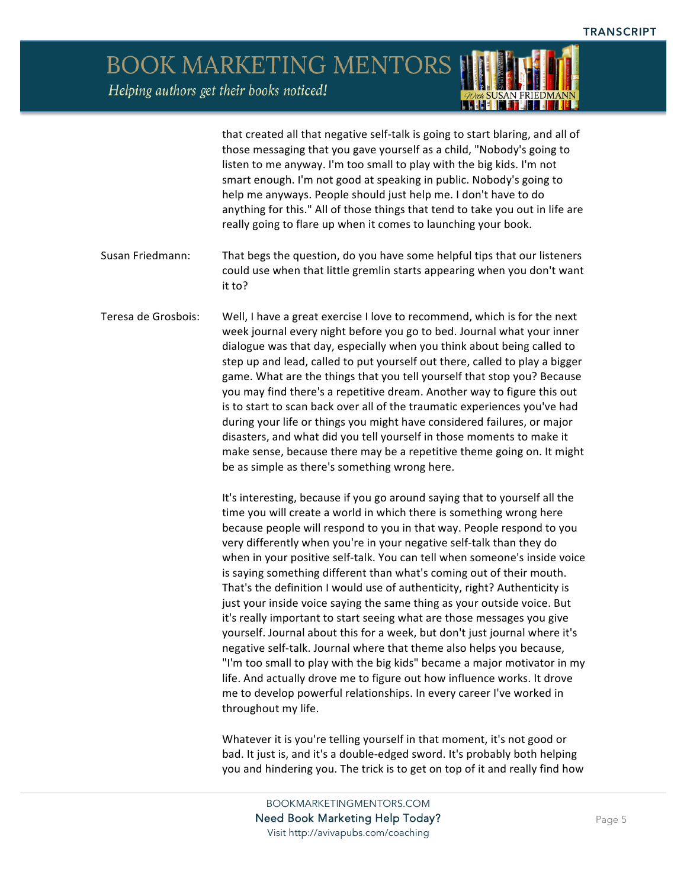that created all that negative self-talk is going to start blaring, and all of those messaging that you gave yourself as a child, "Nobody's going to listen to me anyway. I'm too small to play with the big kids. I'm not smart enough. I'm not good at speaking in public. Nobody's going to help me anyways. People should just help me. I don't have to do anything for this." All of those things that tend to take you out in life are really going to flare up when it comes to launching your book.

**Susan Friedmann:** That begs the question, do you have some helpful tips that our listeners could use when that little gremlin starts appearing when you don't want it to?

**Teresa de Grosbois:** Well, I have a great exercise I love to recommend, which is for the next week journal every night before you go to bed. Journal what your inner dialogue was that day, especially when you think about being called to step up and lead, called to put yourself out there, called to play a bigger game. What are the things that you tell yourself that stop you? Because you may find there's a repetitive dream. Another way to figure this out is to start to scan back over all of the traumatic experiences you've had during your life or things you might have considered failures, or major disasters, and what did you tell yourself in those moments to make it make sense, because there may be a repetitive theme going on. It might be as simple as there's something wrong here.

It's interesting, because if you go around saying that to yourself all the time you will create a world in which there is something wrong here because people will respond to you in that way. People respond to you very differently when you're in your negative self-talk than they do when in your positive self-talk. You can tell when someone's inside voice is saying something different than what's coming out of their mouth. That's the definition I would use of authenticity, right? Authenticity is just your inside voice saying the same thing as your outside voice. But it's really important to start seeing what are those messages you give yourself. Journal about this for a week, but don't just journal where it's negative self-talk. Journal where that theme also helps you because, "I'm too small to play with the big kids" became a major motivator in my life. And actually drove me to figure out how influence works. It drove me to develop powerful relationships. In every career I've worked in throughout my life.

Whatever it is you're telling yourself in that moment, it's not good or bad. It just is, and it's a double-edged sword. It's probably both helping you and hindering you. The trick is to get on top of it and really find how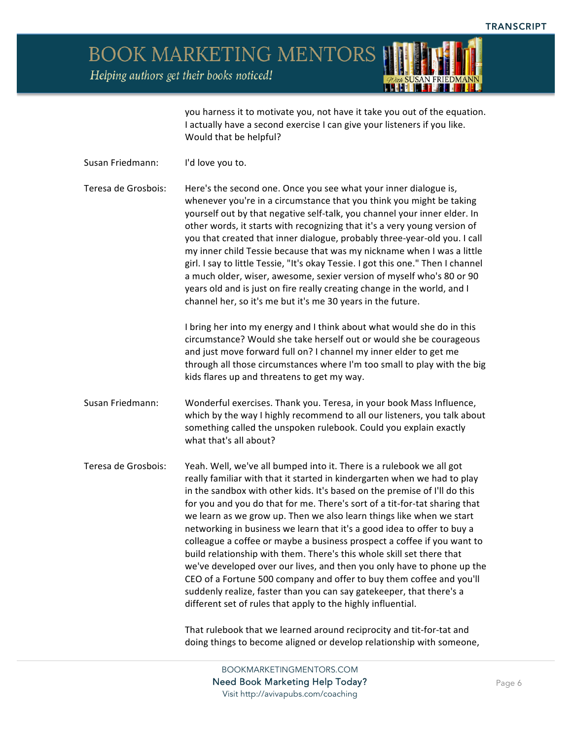you harness it to motivate you, not have it take you out of the equation. I actually have a second exercise I can give your listeners if you like. Would that be helpful?

**Susan Friedmann:** I'd love you to.

**Teresa de Grosbois:** Here's the second one. Once you see what your inner dialogue is, whenever you're in a circumstance that you think you might be taking yourself out by that negative self-talk, you channel your inner elder. In other words, it starts with recognizing that it's a very young version of you that created that inner dialogue, probably three-year-old you. I call my inner child Tessie because that was my nickname when I was a little girl. I say to little Tessie, "It's okay Tessie. I got this one." Then I channel a much older, wiser, awesome, sexier version of myself who's 80 or 90 years old and is just on fire really creating change in the world, and I channel her, so it's me but it's me 30 years in the future.

I bring her into my energy and I think about what would she do in this circumstance? Would she take herself out or would she be courageous and just move forward full on? I channel my inner elder to get me through all those circumstances where I'm too small to play with the big kids flares up and threatens to get my way.

**Susan Friedmann:** Wonderful exercises. Thank you. Teresa, in your book Mass Influence, which by the way I highly recommend to all our listeners, you talk about something called the unspoken rulebook. Could you explain exactly what that's all about?

**Teresa de Grosbois:** Yeah. Well, we've all bumped into it. There is a rulebook we all got really familiar with that it started in kindergarten when we had to play in the sandbox with other kids. It's based on the premise of I'll do this for you and you do that for me. There's sort of a tit-for-tat sharing that we learn as we grow up. Then we also learn things like when we start networking in business we learn that it's a good idea to offer to buy a colleague a coffee or maybe a business prospect a coffee if you want to build relationship with them. There's this whole skill set there that we've developed over our lives, and then you only have to phone up the CEO of a Fortune 500 company and offer to buy them coffee and you'll suddenly realize, faster than you can say gatekeeper, that there's a different set of rules that apply to the highly influential.

That rulebook that we learned around reciprocity and tit-for-tat and doing things to become aligned or develop relationship with someone,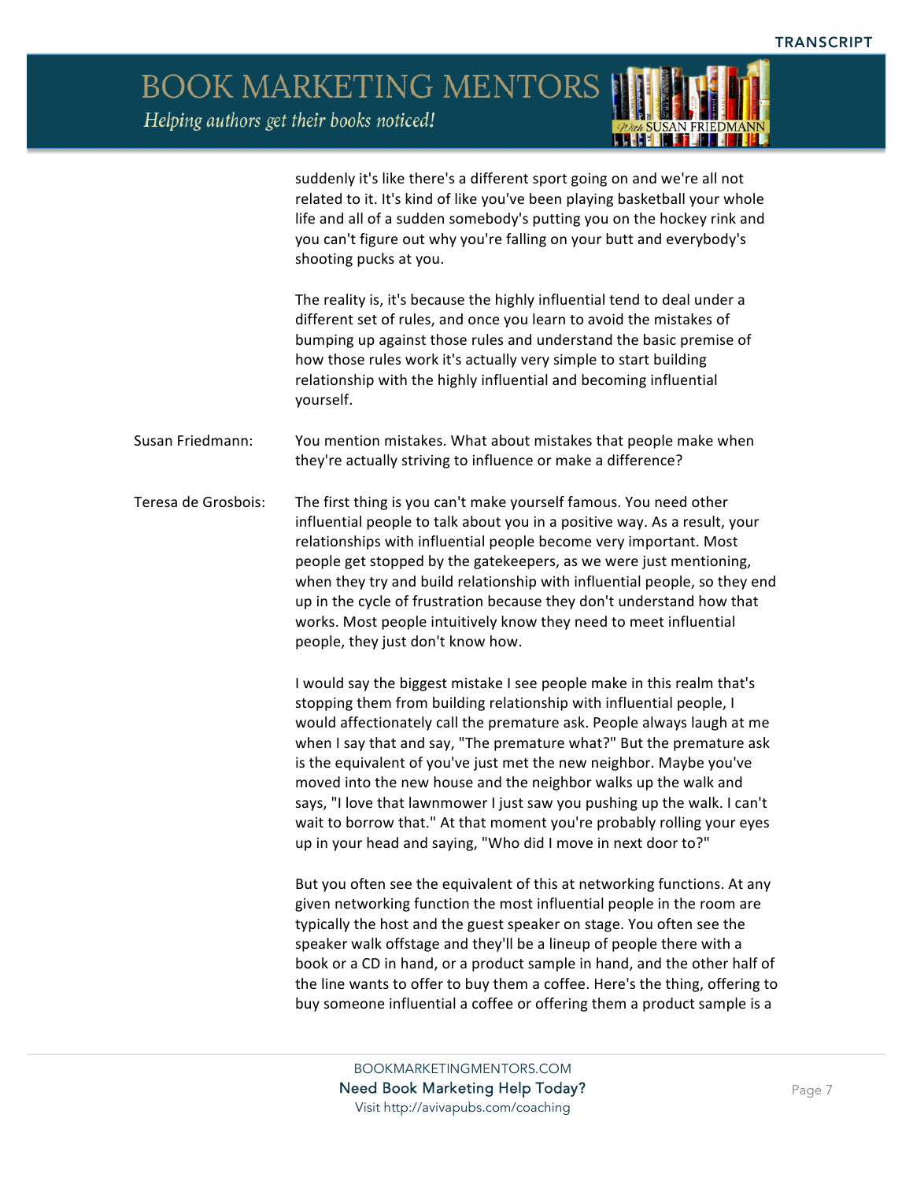suddenly it's like there's a different sport going on and we're all not related to it. It's kind of like you've been playing basketball your whole life and all of a sudden somebody's putting you on the hockey rink and you can't figure out why you're falling on your butt and everybody's shooting pucks at you.

The reality is, it's because the highly influential tend to deal under a different set of rules, and once you learn to avoid the mistakes of bumping up against those rules and understand the basic premise of how those rules work it's actually very simple to start building relationship with the highly influential and becoming influential yourself.

Susan Friedmann: You mention mistakes. What about mistakes that people make when they're actually striving to influence or make a difference?

Teresa de Grosbois: The first thing is you can't make yourself famous. You need other influential people to talk about you in a positive way. As a result, your relationships with influential people become very important. Most people get stopped by the gatekeepers, as we were just mentioning, when they try and build relationship with influential people, so they end up in the cycle of frustration because they don't understand how that works. Most people intuitively know they need to meet influential people, they just don't know how.

I would say the biggest mistake I see people make in this realm that's stopping them from building relationship with influential people, I would affectionately call the premature ask. People always laugh at me when I say that and say, "The premature what?" But the premature ask is the equivalent of you've just met the new neighbor. Maybe you've moved into the new house and the neighbor walks up the walk and says, "I love that lawnmower I just saw you pushing up the walk. I can't wait to borrow that." At that moment you're probably rolling your eyes up in your head and saying, "Who did I move in next door to?"

But you often see the equivalent of this at networking functions. At any given networking function the most influential people in the room are typically the host and the guest speaker on stage. You often see the speaker walk offstage and they'll be a lineup of people there with a book or a CD in hand, or a product sample in hand, and the other half of the line wants to offer to buy them a coffee. Here's the thing, offering to buy someone influential a coffee or offering them a product sample is a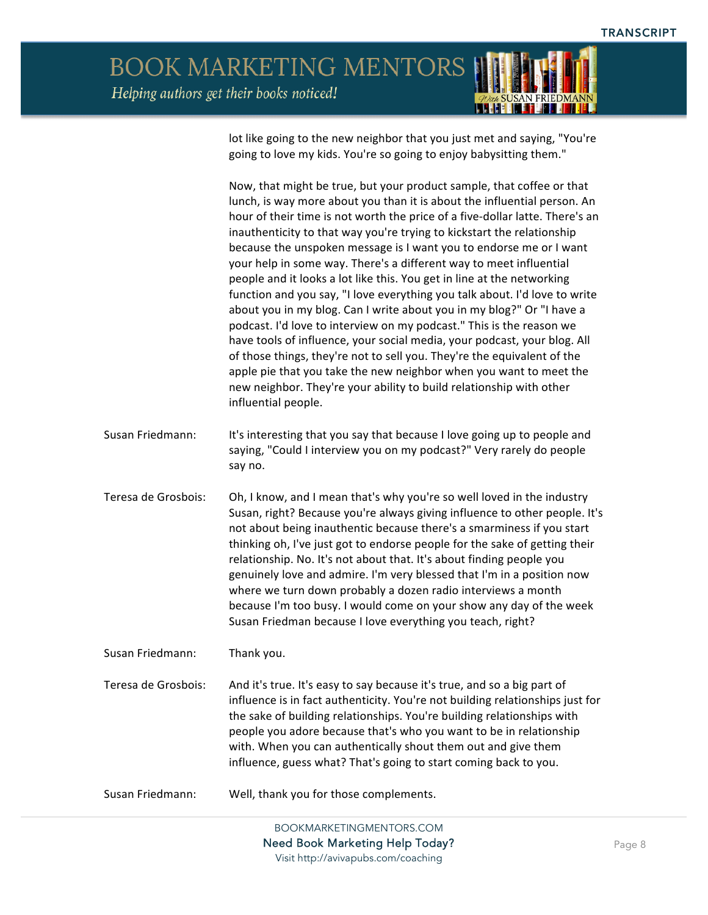lot like going to the new neighbor that you just met and saying, "You're going to love my kids. You're so going to enjoy babysitting them."

Now, that might be true, but your product sample, that coffee or that lunch, is way more about you than it is about the influential person. An hour of their time is not worth the price of a five-dollar latte. There's an inauthenticity to that way you're trying to kickstart the relationship because the unspoken message is I want you to endorse me or I want your help in some way. There's a different way to meet influential people and it looks a lot like this. You get in line at the networking function and you say, "I love everything you talk about. I'd love to write about you in my blog. Can I write about you in my blog?" Or "I have a podcast. I'd love to interview on my podcast." This is the reason we have tools of influence, your social media, your podcast, your blog. All of those things, they're not to sell you. They're the equivalent of the apple pie that you take the new neighbor when you want to meet the new neighbor. They're your ability to build relationship with other influential people.

**Susan Friedmann:** It's interesting that you say that because I love going up to people and saying, "Could I interview you on my podcast?" Very rarely do people say no.

**Teresa de Grosbois:** Oh, I know, and I mean that's why you're so well loved in the industry Susan, right? Because you're always giving influence to other people. It's not about being inauthentic because there's a smarminess if you start thinking oh, I've just got to endorse people for the sake of getting their relationship. No. It's not about that. It's about finding people you genuinely love and admire. I'm very blessed that I'm in a position now where we turn down probably a dozen radio interviews a month because I'm too busy. I would come on your show any day of the week Susan Friedman because I love everything you teach, right?

**Susan Friedmann:** Thank you.

**Teresa de Grosbois:** And it's true. It's easy to say because it's true, and so a big part of influence is in fact authenticity. You're not building relationships just for the sake of building relationships. You're building relationships with people you adore because that's who you want to be in relationship with. When you can authentically shout them out and give them influence, guess what? That's going to start coming back to you.

**Susan Friedmann:** Well, thank you for those complements.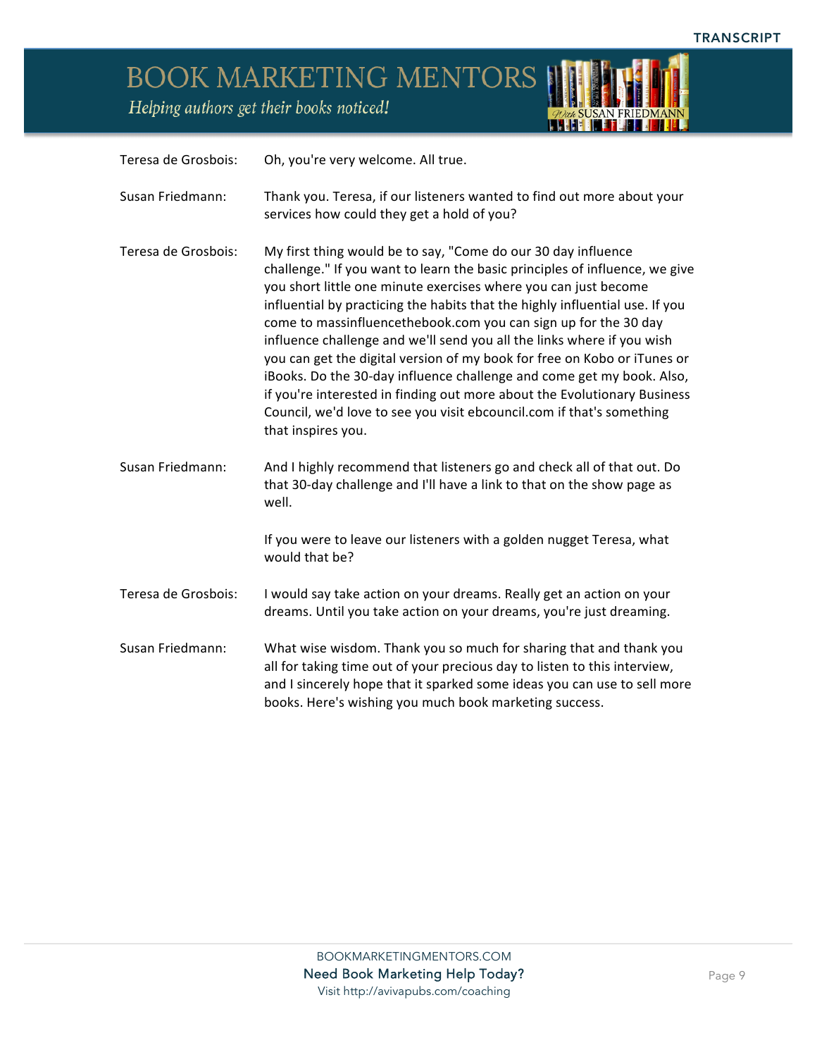**Teresa de Grosbois:** Oh, you're very welcome. All true.

**Susan Friedmann:** Thank you. Teresa, if our listeners wanted to find out more about your services how could they get a hold of you?

**Teresa de Grosbois:** My first thing would be to say, "Come do our 30 day influence challenge." If you want to learn the basic principles of influence, we give you short little one minute exercises where you can just become influential by practicing the habits that the highly influential use. If you come to massinfluencethebook.com you can sign up for the 30 day influence challenge and we'll send you all the links where if you wish you can get the digital version of my book for free on Kobo or iTunes or iBooks. Do the 30-day influence challenge and come get my book. Also, if you're interested in finding out more about the Evolutionary Business Council, we'd love to see you visit ebcouncil.com if that's something that inspires you.

**Susan Friedmann:** And I highly recommend that listeners go and check all of that out. Do that 30-day challenge and I'll have a link to that on the show page as well.

If you were to leave our listeners with a golden nugget Teresa, what would that be?

**Teresa de Grosbois:** I would say take action on your dreams. Really get an action on your dreams. Until you take action on your dreams, you're just dreaming.

**Susan Friedmann:** What wise wisdom. Thank you so much for sharing that and thank you all for taking time out of your precious day to listen to this interview, and I sincerely hope that it sparked some ideas you can use to sell more books. Here's wishing you much book marketing success.